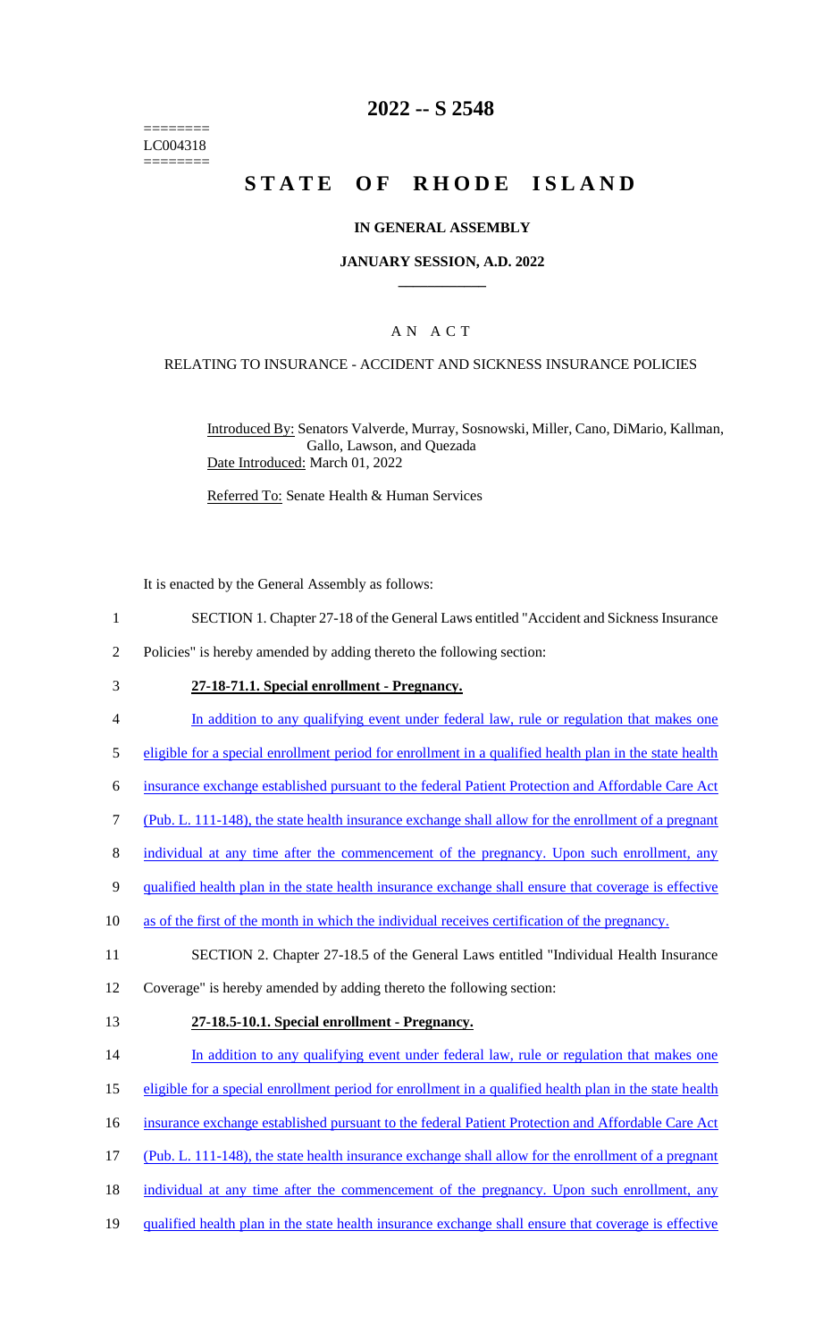========
LC004318
========

# 2022 -- S 2548

# STATE OF RHODE ISLAND

## IN GENERAL ASSEMBLY

### JANUARY SESSION, A.D. 2022

## A N A C T

### RELATING TO INSURANCE - ACCIDENT AND SICKNESS INSURANCE POLICIES

Introduced By: Senators Valverde, Murray, Sosnowski, Miller, Cano, DiMario, Kallman, Gallo, Lawson, and Quezada
Date Introduced: March 01, 2022

Referred To: Senate Health & Human Services

It is enacted by the General Assembly as follows:

1 SECTION 1. Chapter 27-18 of the General Laws entitled "Accident and Sickness Insurance
2 Policies" is hereby amended by adding thereto the following section:

3 **27-18-71.1. Special enrollment - Pregnancy.**

4 In addition to any qualifying event under federal law, rule or regulation that makes one
5 eligible for a special enrollment period for enrollment in a qualified health plan in the state health
6 insurance exchange established pursuant to the federal Patient Protection and Affordable Care Act
7 (Pub. L. 111-148), the state health insurance exchange shall allow for the enrollment of a pregnant
8 individual at any time after the commencement of the pregnancy. Upon such enrollment, any
9 qualified health plan in the state health insurance exchange shall ensure that coverage is effective
10 as of the first of the month in which the individual receives certification of the pregnancy.

11 SECTION 2. Chapter 27-18.5 of the General Laws entitled "Individual Health Insurance
12 Coverage" is hereby amended by adding thereto the following section:

13 **27-18.5-10.1. Special enrollment - Pregnancy.**

14 In addition to any qualifying event under federal law, rule or regulation that makes one
15 eligible for a special enrollment period for enrollment in a qualified health plan in the state health
16 insurance exchange established pursuant to the federal Patient Protection and Affordable Care Act
17 (Pub. L. 111-148), the state health insurance exchange shall allow for the enrollment of a pregnant
18 individual at any time after the commencement of the pregnancy. Upon such enrollment, any
19 qualified health plan in the state health insurance exchange shall ensure that coverage is effective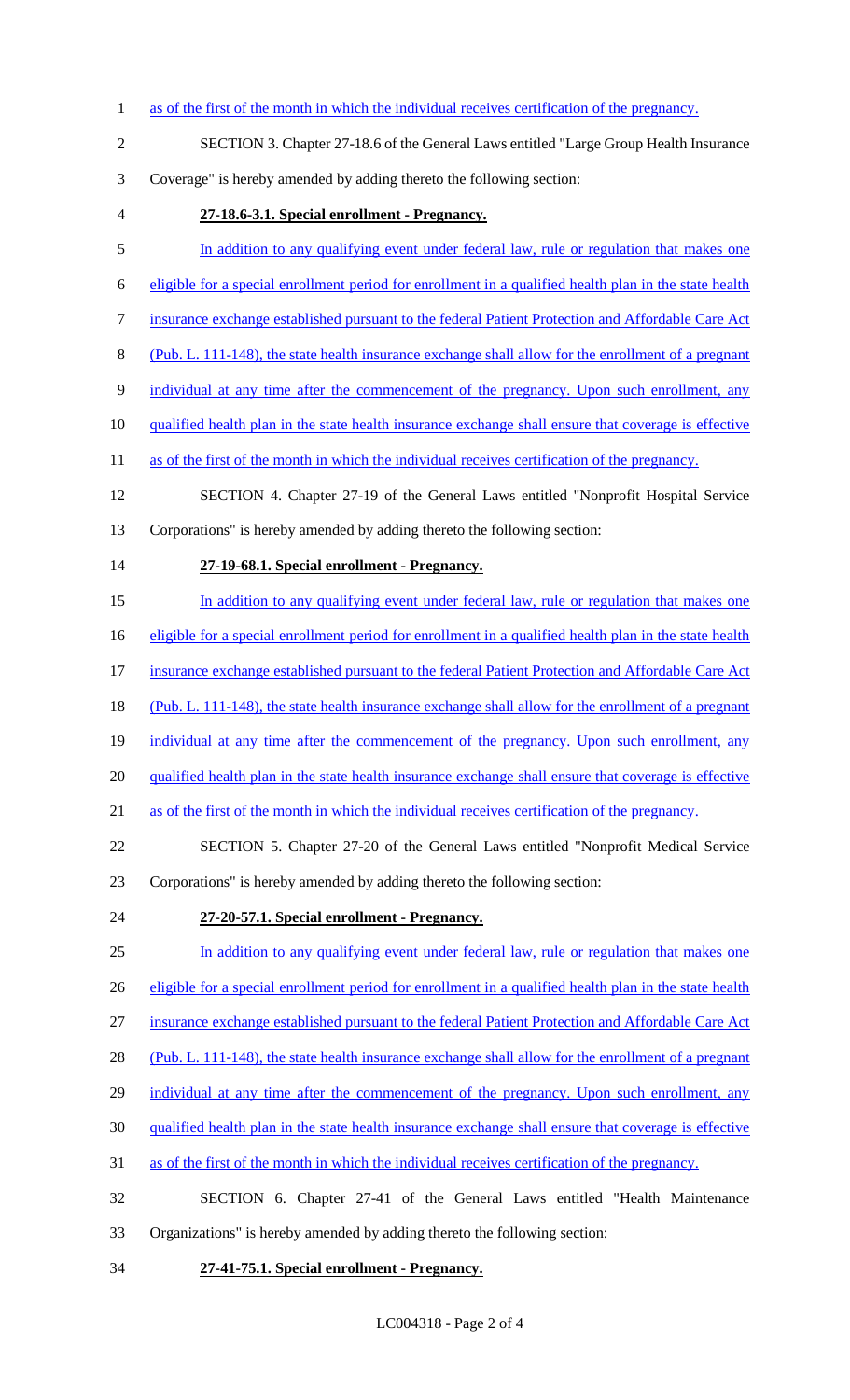as of the first of the month in which the individual receives certification of the pregnancy.

SECTION 3. Chapter 27-18.6 of the General Laws entitled "Large Group Health Insurance Coverage" is hereby amended by adding thereto the following section:

**27-18.6-3.1. Special enrollment - Pregnancy.**

In addition to any qualifying event under federal law, rule or regulation that makes one eligible for a special enrollment period for enrollment in a qualified health plan in the state health insurance exchange established pursuant to the federal Patient Protection and Affordable Care Act (Pub. L. 111-148), the state health insurance exchange shall allow for the enrollment of a pregnant individual at any time after the commencement of the pregnancy. Upon such enrollment, any qualified health plan in the state health insurance exchange shall ensure that coverage is effective as of the first of the month in which the individual receives certification of the pregnancy.

SECTION 4. Chapter 27-19 of the General Laws entitled "Nonprofit Hospital Service Corporations" is hereby amended by adding thereto the following section:

**27-19-68.1. Special enrollment - Pregnancy.**

In addition to any qualifying event under federal law, rule or regulation that makes one eligible for a special enrollment period for enrollment in a qualified health plan in the state health insurance exchange established pursuant to the federal Patient Protection and Affordable Care Act (Pub. L. 111-148), the state health insurance exchange shall allow for the enrollment of a pregnant individual at any time after the commencement of the pregnancy. Upon such enrollment, any qualified health plan in the state health insurance exchange shall ensure that coverage is effective as of the first of the month in which the individual receives certification of the pregnancy.

SECTION 5. Chapter 27-20 of the General Laws entitled "Nonprofit Medical Service Corporations" is hereby amended by adding thereto the following section:

**27-20-57.1. Special enrollment - Pregnancy.**

In addition to any qualifying event under federal law, rule or regulation that makes one eligible for a special enrollment period for enrollment in a qualified health plan in the state health insurance exchange established pursuant to the federal Patient Protection and Affordable Care Act (Pub. L. 111-148), the state health insurance exchange shall allow for the enrollment of a pregnant individual at any time after the commencement of the pregnancy. Upon such enrollment, any qualified health plan in the state health insurance exchange shall ensure that coverage is effective as of the first of the month in which the individual receives certification of the pregnancy.

SECTION 6. Chapter 27-41 of the General Laws entitled "Health Maintenance Organizations" is hereby amended by adding thereto the following section:

**27-41-75.1. Special enrollment - Pregnancy.**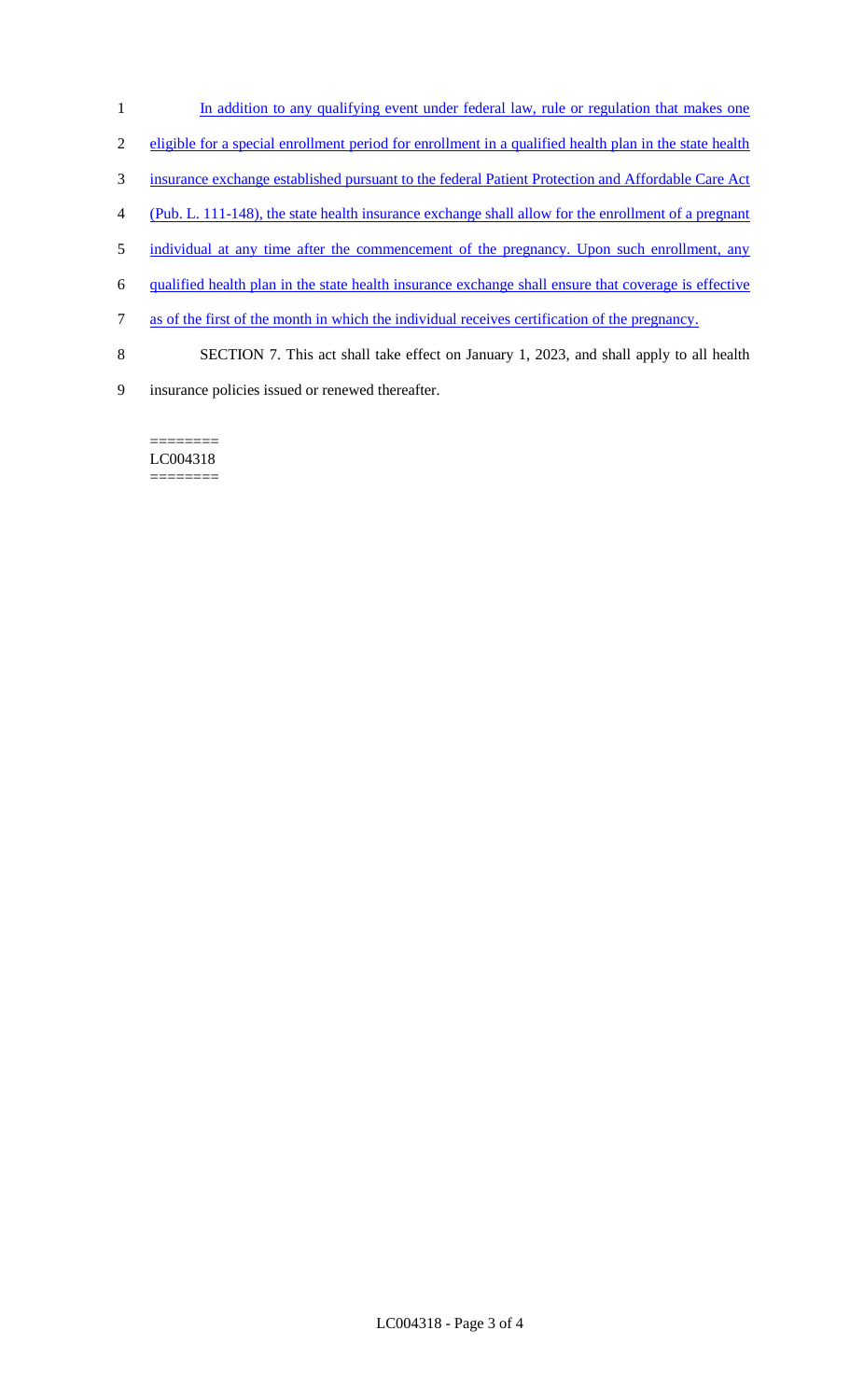In addition to any qualifying event under federal law, rule or regulation that makes one eligible for a special enrollment period for enrollment in a qualified health plan in the state health insurance exchange established pursuant to the federal Patient Protection and Affordable Care Act (Pub. L. 111-148), the state health insurance exchange shall allow for the enrollment of a pregnant individual at any time after the commencement of the pregnancy. Upon such enrollment, any qualified health plan in the state health insurance exchange shall ensure that coverage is effective as of the first of the month in which the individual receives certification of the pregnancy.

SECTION 7. This act shall take effect on January 1, 2023, and shall apply to all health insurance policies issued or renewed thereafter.

========
LC004318
========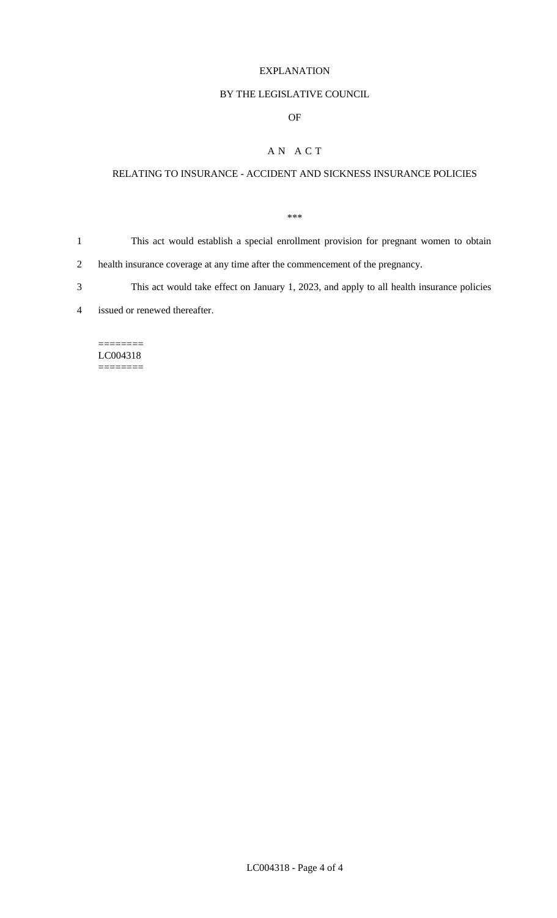EXPLANATION

BY THE LEGISLATIVE COUNCIL

OF

A N A C T

RELATING TO INSURANCE - ACCIDENT AND SICKNESS INSURANCE POLICIES

\*\*\*

This act would establish a special enrollment provision for pregnant women to obtain health insurance coverage at any time after the commencement of the pregnancy.

This act would take effect on January 1, 2023, and apply to all health insurance policies issued or renewed thereafter.

========
LC004318
========